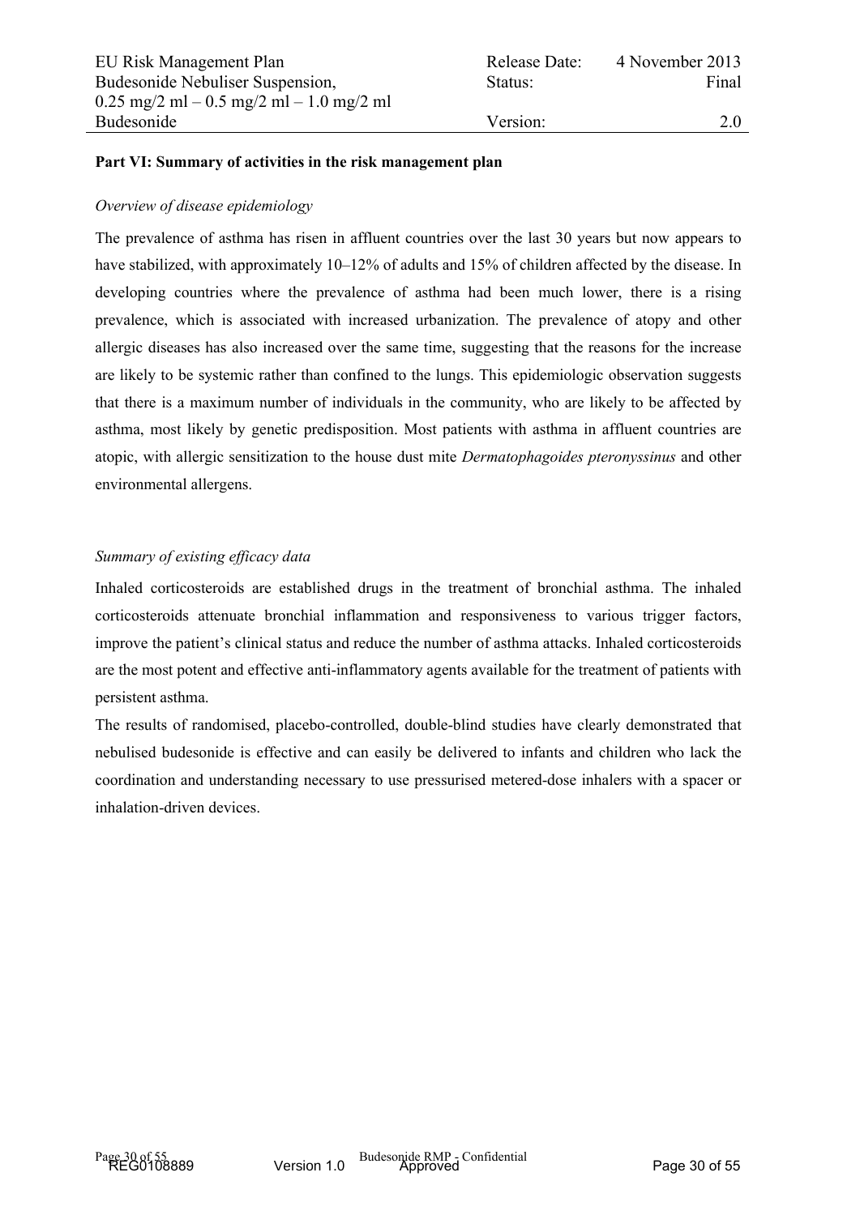**Part VI: Summary of activities in the risk management plan**

*Overview of disease epidemiology*

The prevalence of asthma has risen in affluent countries over the last 30 years but now appears to have stabilized, with approximately 10–12% of adults and 15% of children affected by the disease. In developing countries where the prevalence of asthma had been much lower, there is a rising prevalence, which is associated with increased urbanization. The prevalence of atopy and other allergic diseases has also increased over the same time, suggesting that the reasons for the increase are likely to be systemic rather than confined to the lungs. This epidemiologic observation suggests that there is a maximum number of individuals in the community, who are likely to be affected by asthma, most likely by genetic predisposition. Most patients with asthma in affluent countries are atopic, with allergic sensitization to the house dust mite *Dermatophagoides pteronyssinus* and other environmental allergens.

*Summary of existing efficacy data*

Inhaled corticosteroids are established drugs in the treatment of bronchial asthma. The inhaled corticosteroids attenuate bronchial inflammation and responsiveness to various trigger factors, improve the patient's clinical status and reduce the number of asthma attacks. Inhaled corticosteroids are the most potent and effective anti-inflammatory agents available for the treatment of patients with persistent asthma.

The results of randomised, placebo-controlled, double-blind studies have clearly demonstrated that nebulised budesonide is effective and can easily be delivered to infants and children who lack the coordination and understanding necessary to use pressurised metered-dose inhalers with a spacer or inhalation-driven devices.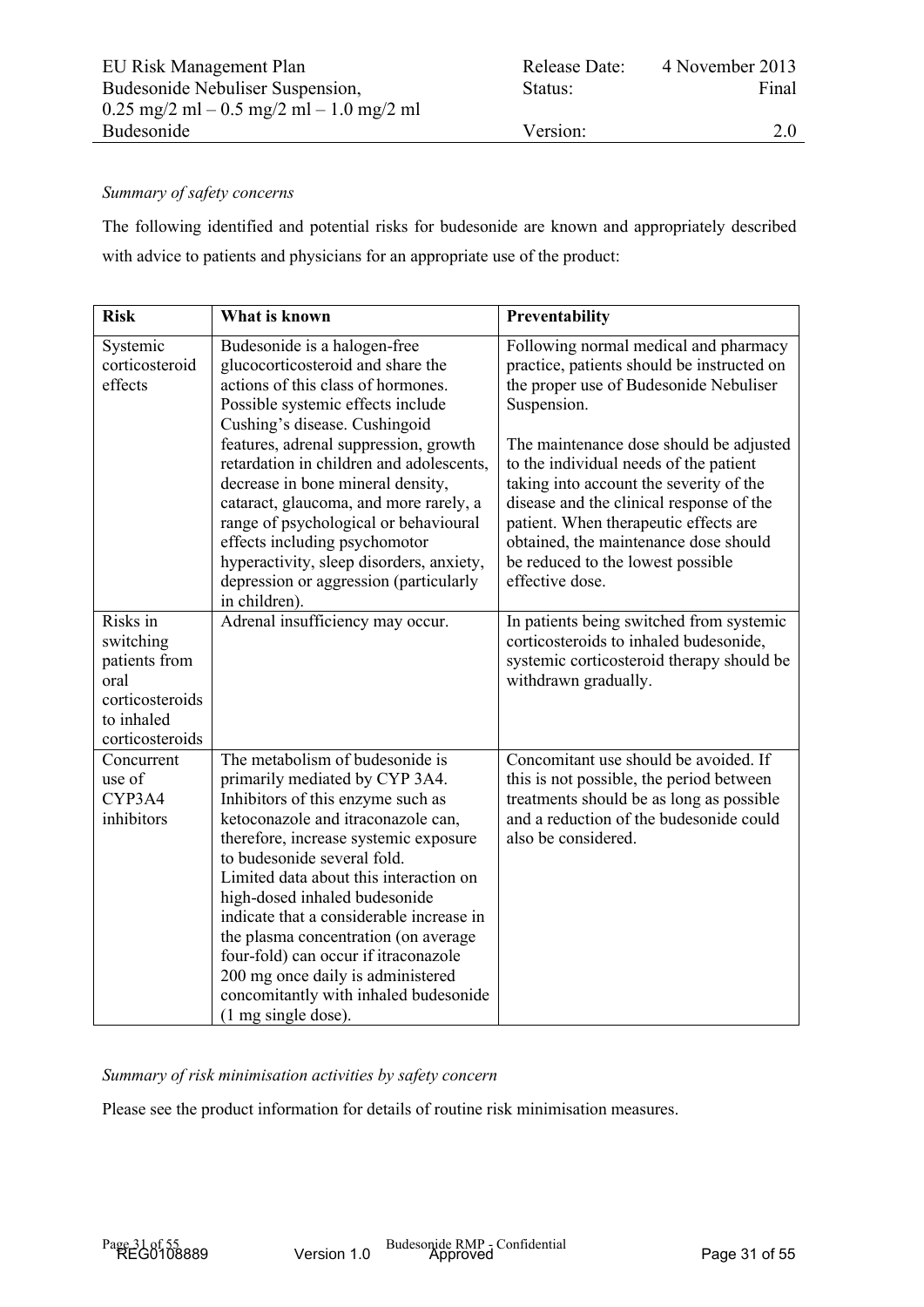*Summary of safety concerns*

The following identified and potential risks for budesonide are known and appropriately described with advice to patients and physicians for an appropriate use of the product:

| Risk | What is known | Preventability |
|---|---|---|
| Systemic corticosteroid effects | Budesonide is a halogen-free glucocorticosteroid and share the actions of this class of hormones. Possible systemic effects include Cushing's disease. Cushingoid features, adrenal suppression, growth retardation in children and adolescents, decrease in bone mineral density, cataract, glaucoma, and more rarely, a range of psychological or behavioural effects including psychomotor hyperactivity, sleep disorders, anxiety, depression or aggression (particularly in children). | Following normal medical and pharmacy practice, patients should be instructed on the proper use of Budesonide Nebuliser Suspension.<br><br>The maintenance dose should be adjusted to the individual needs of the patient taking into account the severity of the disease and the clinical response of the patient. When therapeutic effects are obtained, the maintenance dose should be reduced to the lowest possible effective dose. |
| Risks in switching patients from oral corticosteroids to inhaled corticosteroids | Adrenal insufficiency may occur. | In patients being switched from systemic corticosteroids to inhaled budesonide, systemic corticosteroid therapy should be withdrawn gradually. |
| Concurrent use of CYP3A4 inhibitors | The metabolism of budesonide is primarily mediated by CYP 3A4. Inhibitors of this enzyme such as ketoconazole and itraconazole can, therefore, increase systemic exposure to budesonide several fold.<br>Limited data about this interaction on high-dosed inhaled budesonide indicate that a considerable increase in the plasma concentration (on average four-fold) can occur if itraconazole 200 mg once daily is administered concomitantly with inhaled budesonide (1 mg single dose). | Concomitant use should be avoided. If this is not possible, the period between treatments should be as long as possible and a reduction of the budesonide could also be considered. |

*Summary of risk minimisation activities by safety concern*

Please see the product information for details of routine risk minimisation measures.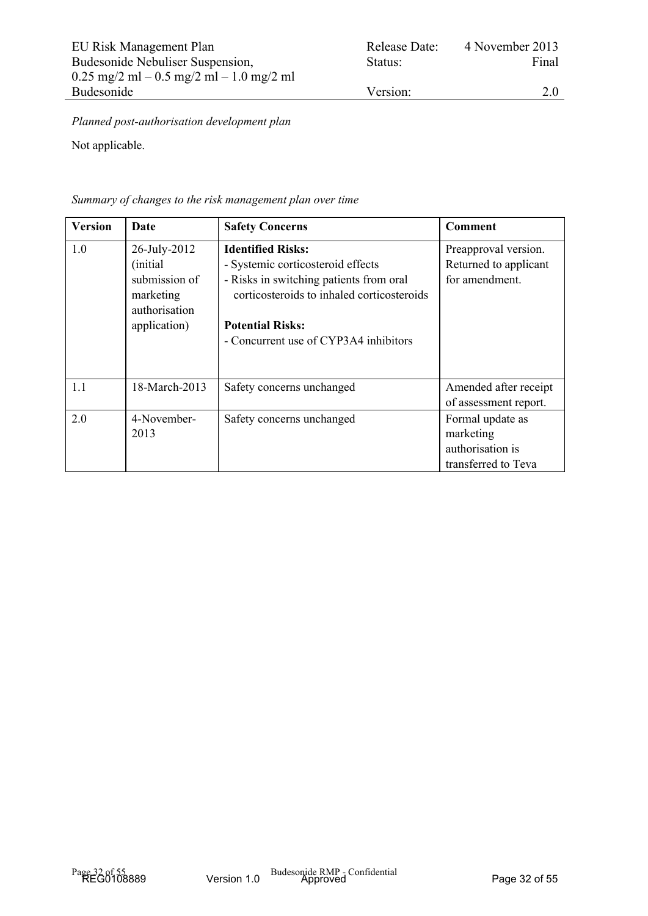*Planned post-authorisation development plan*

Not applicable.

*Summary of changes to the risk management plan over time*

| Version | Date | Safety Concerns | Comment |
|---|---|---|---|
| 1.0 | 26-July-2012 (initial submission of marketing authorisation application) | **Identified Risks:**<br>- Systemic corticosteroid effects<br>- Risks in switching patients from oral corticosteroids to inhaled corticosteroids<br><br>**Potential Risks:**<br>- Concurrent use of CYP3A4 inhibitors | Preapproval version. Returned to applicant for amendment. |
| 1.1 | 18-March-2013 | Safety concerns unchanged | Amended after receipt of assessment report. |
| 2.0 | 4-November-2013 | Safety concerns unchanged | Formal update as marketing authorisation is transferred to Teva |